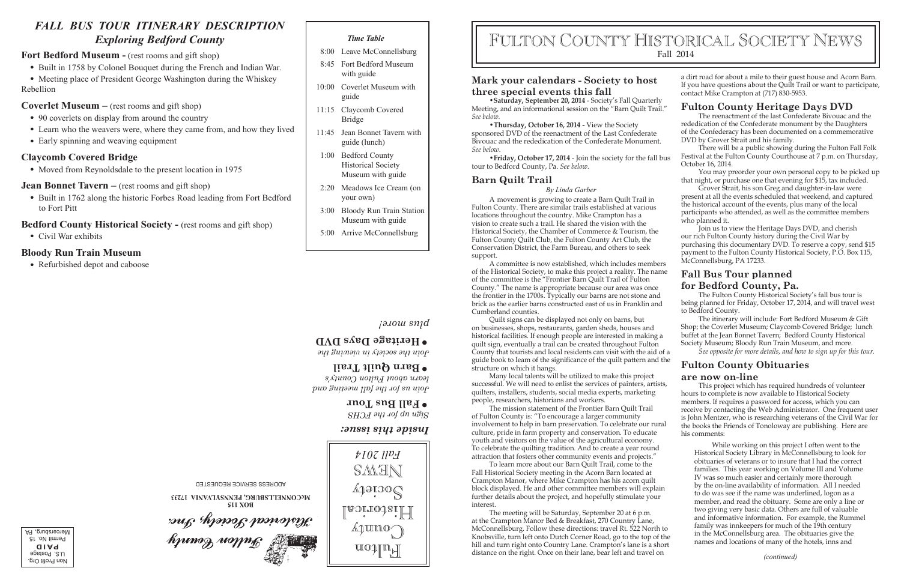# FALL BUS TOUR ITINERARY DESCRIPTION
## *Exploring Bedford County*

### Fort Bedford Museum - (rest rooms and gift shop)

- Built in 1758 by Colonel Bouquet during the French and Indian War.
- Meeting place of President George Washington during the Whiskey Rebellion

### Coverlet Museum – (rest rooms and gift shop)

- 90 coverlets on display from around the country
- Learn who the weavers were, where they came from, and how they lived
- Early spinning and weaving equipment

### Claycomb Covered Bridge

- Moved from Reynoldsdale to the present location in 1975

### Jean Bonnet Tavern – (rest rooms and gift shop)

- Built in 1762 along the historic Forbes Road leading from Fort Bedford to Fort Pitt

### Bedford County Historical Society - (rest rooms and gift shop)

- Civil War exhibits

### Bloody Run Train Museum

- Refurbished depot and caboose

*Time Table*

| | |
|---|---|
| 8:00 | Leave McConnellsburg |
| 8:45 | Fort Bedford Museum with guide |
| 10:00 | Coverlet Museum with guide |
| 11:15 | Claycomb Covered Bridge |
| 11:45 | Jean Bonnet Tavern with guide (lunch) |
| 1:00 | Bedford County Historical Society Museum with guide |
| 2:20 | Meadows Ice Cream (on your own) |
| 3:00 | Bloody Run Train Station Museum with guide |
| 5:00 | Arrive McConnellsburg |

Fulton County Historical Society Inc.
**BOX 115**
**McCONNELLSBURG, PENNSYLVANIA 17233**
ADDRESS SERVICE REQUESTED

Non Profit Org.
U.S. Postage
**PAID**
Permit No. 15
Mercersburg, PA

Fulton County Historical Society NEWS
*Fall 2014*

*Inside this issue:*

- **Fall Bus Tour**
  *Sign up for the FCHS*
- **Barn Quilt Trail**
  *Join us for the fall meeting and learn about Fulton County's*
- **Heritage Days DVD**
  *Join the society in viewing the*

*plus more!*

# FULTON COUNTY HISTORICAL SOCIETY NEWS
Fall 2014

## Mark your calendars - Society to host three special events this fall

• **Saturday, September 20, 2014** - Society's Fall Quarterly Meeting, and an informational session on the "Barn Quilt Trail." *See below.*

• **Thursday, October 16, 2014** - View the Society sponsored DVD of the reenactment of the Last Confederate Bivouac and the rededication of the Confederate Monument. *See below.*

• **Friday, October 17, 2014** - Join the society for the fall bus tour to Bedford County, Pa. *See below.*

## Barn Quilt Trail

*By Linda Garber*

A movement is growing to create a Barn Quilt Trail in Fulton County. There are similar trails established at various locations throughout the country. Mike Crampton has a vision to create such a trail. He shared the vision with the Historical Society, the Chamber of Commerce & Tourism, the Fulton County Quilt Club, the Fulton County Art Club, the Conservation District, the Farm Bureau, and others to seek support.

A committee is now established, which includes members of the Historical Society, to make this project a reality. The name of the committee is the "Frontier Barn Quilt Trail of Fulton County." The name is appropriate because our area was once the frontier in the 1700s. Typically our barns are not stone and brick as the earlier barns constructed east of us in Franklin and Cumberland counties.

Quilt signs can be displayed not only on barns, but on businesses, shops, restaurants, garden sheds, houses and historical facilities. If enough people are interested in making a quilt sign, eventually a trail can be created throughout Fulton County that tourists and local residents can visit with the aid of a guide book to learn of the significance of the quilt pattern and the structure on which it hangs.

Many local talents will be utilized to make this project successful. We will need to enlist the services of painters, artists, quilters, installers, students, social media experts, marketing people, researchers, historians and workers.

The mission statement of the Frontier Barn Quilt Trail of Fulton County is: "To encourage a larger community involvement to help in barn preservation. To celebrate our rural culture, pride in farm property and conservation. To educate youth and visitors on the value of the agricultural economy. To celebrate the quilting tradition. And to create a year round attraction that fosters other community events and projects."

To learn more about our Barn Quilt Trail, come to the Fall Historical Society meeting in the Acorn Barn located at Crampton Manor, where Mike Crampton has his acorn quilt block displayed. He and other committee members will explain further details about the project, and hopefully stimulate your interest.

The meeting will be Saturday, September 20 at 6 p.m. at the Crampton Manor Bed & Breakfast, 270 Country Lane, McConnellsburg. Follow these directions: travel Rt. 522 North to Knobsville, turn left onto Dutch Corner Road, go to the top of the hill and turn right onto Country Lane. Crampton's lane is a short distance on the right. Once on their lane, bear left and travel on a dirt road for about a mile to their guest house and Acorn Barn. If you have questions about the Quilt Trail or want to participate, contact Mike Crampton at (717) 830-5953.

## Fulton County Heritage Days DVD

The reenactment of the last Confederate Bivouac and the rededication of the Confederate monument by the Daughters of the Confederacy has been documented on a commemorative DVD by Grover Strait and his family.

There will be a public showing during the Fulton Fall Folk Festival at the Fulton County Courthouse at 7 p.m. on Thursday, October 16, 2014.

You may preorder your own personal copy to be picked up that night, or purchase one that evening for $15, tax included.

Grover Strait, his son Greg and daughter-in-law were present at all the events scheduled that weekend, and captured the historical account of the events, plus many of the local participants who attended, as well as the committee members who planned it.

Join us to view the Heritage Days DVD, and cherish our rich Fulton County history during the Civil War by purchasing this documentary DVD. To reserve a copy, send $15 payment to the Fulton County Historical Society, P.O. Box 115, McConnellsburg, PA 17233.

## Fall Bus Tour planned for Bedford County, Pa.

The Fulton County Historical Society's fall bus tour is being planned for Friday, October 17, 2014, and will travel west to Bedford County.

The itinerary will include: Fort Bedford Museum & Gift Shop; the Coverlet Museum; Claycomb Covered Bridge; lunch buffet at the Jean Bonnet Tavern; Bedford County Historical Society Museum; Bloody Run Train Museum, and more.

*See opposite for more details, and how to sign up for this tour.*

## Fulton County Obituaries are now on-line

This project which has required hundreds of volunteer hours to complete is now available to Historical Society members. If requires a password for access, which you can receive by contacting the Web Administrator. One frequent user is John Mentzer, who is researching veterans of the Civil War for the books the Friends of Tonoloway are publishing. Here are his comments:

> While working on this project I often went to the Historical Society Library in McConnellsburg to look for obituaries of veterans or to insure that I had the correct families. This year working on Volume III and Volume IV was so much easier and certainly more thorough by the on-line availability of information. All I needed to do was see if the name was underlined, logon as a member, and read the obituary. Some are only a line or two giving very basic data. Others are full of valuable and informative information. For example, the Rummel family was innkeepers for much of the 19th century in the McConnellsburg area. The obituaries give the names and locations of many of the hotels, inns and

*(continued)*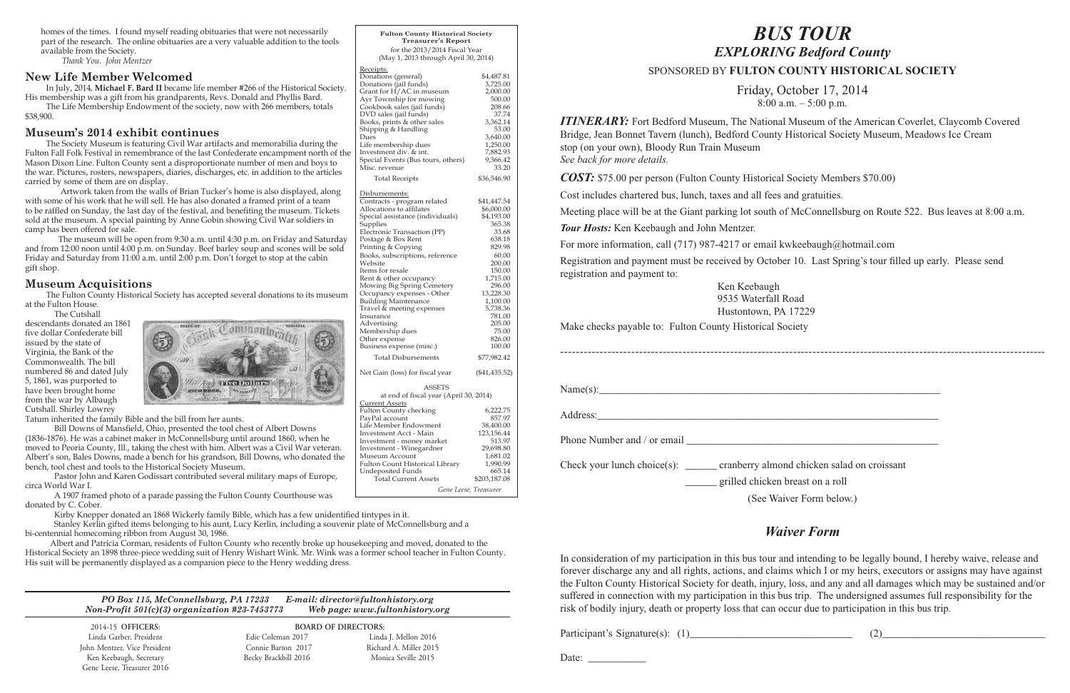homes of the times. I found myself reading obituaries that were not necessarily part of the research. The online obituaries are a very valuable addition to the tools available from the Society.

*Thank You. John Mentzer*

## New Life Member Welcomed

In July, 2014, **Michael F. Bard II** became life member #266 of the Historical Society. His membership was a gift from his grandparents, Revs. Donald and Phyllis Bard.

The Life Membership Endowment of the society, now with 266 members, totals $38,900.

## Museum's 2014 exhibit continues

The Society Museum is featuring Civil War artifacts and memorabilia during the Fulton Fall Folk Festival in remembrance of the last Confederate encampment north of the Mason Dixon Line. Fulton County sent a disproportionate number of men and boys to the war. Pictures, rosters, newspapers, diaries, discharges, etc. in addition to the articles carried by some of them are on display.

Artwork taken from the walls of Brian Tucker's home is also displayed, along with some of his work that he will sell. He has also donated a framed print of a team to be raffled on Sunday, the last day of the festival, and benefiting the museum. Tickets sold at the museum. A special painting by Anne Gobin showing Civil War soldiers in camp has been offered for sale.

The museum will be open from 9:30 a.m. until 4:30 p.m. on Friday and Saturday and from 12:00 noon until 4:00 p.m. on Sunday. Beef barley soup and scones will be sold Friday and Saturday from 11:00 a.m. until 2:00 p.m. Don't forget to stop at the cabin gift shop.

## Museum Acquisitions

The Fulton County Historical Society has accepted several donations to its museum at the Fulton House.

The Cutshall descendants donated an 1861 five dollar Confederate bill issued by the state of Virginia, the Bank of the Commonwealth. The bill numbered 86 and dated July 5, 1861, was purported to have been brought home from the war by Albaugh Cutshall. Shirley Lowrey Tatum inherited the family Bible and the bill from her aunts.

Bill Downs of Mansfield, Ohio, presented the tool chest of Albert Downs (1836-1876). He was a cabinet maker in McConnellsburg until around 1860, when he moved to Peoria County, Ill., taking the chest with him. Albert was a Civil War veteran. Albert's son, Bales Downs, made a bench for his grandson, Bill Downs, who donated the bench, tool chest and tools to the Historical Society Museum.

Pastor John and Karen Godissart contributed several military maps of Europe, circa World War I.

A 1907 framed photo of a parade passing the Fulton County Courthouse was donated by C. Cober.

Kirby Knepper donated an 1868 Wickerly family Bible, which has a few unidentified tintypes in it.

Stanley Kerlin gifted items belonging to his aunt, Lucy Kerlin, including a souvenir plate of McConnellsburg and a bi-centennial homecoming ribbon from August 30, 1986.

Albert and Patricia Corman, residents of Fulton County who recently broke up housekeeping and moved, donated to the Historical Society an 1898 three-piece wedding suit of Henry Wishart Wink. Mr. Wink was a former school teacher in Fulton County. His suit will be permanently displayed as a companion piece to the Henry wedding dress.

**Fulton County Historical Society**
**Treasurer's Report**
for the 2013/2014 Fiscal Year
(May 1, 2013 through April 30, 2014)

| | |
|---|---|
| Receipts: | |
| Donations (general) | $4,487.81 |
| Donations (jail funds) | 3,725.00 |
| Grant for H/AC in museum | 2,000.00 |
| Ayr Township for mowing | 500.00 |
| Cookbook sales (jail funds) | 208.66 |
| DVD sales (jail funds) | 37.74 |
| Books, prints & other sales | 3,362.14 |
| Shipping & Handling | 53.00 |
| Dues | 3,640.00 |
| Life membership dues | 1,250.00 |
| Investment div. & int. | 7,882.93 |
| Special Events (Bus tours, others) | 9,366.42 |
| Misc. revenue | 33.20 |
| Total Receipts | $36,546.90 |
| Disbursements: | |
| Contracts - program related | $41,447.54 |
| Allocations to affilates | $6,000.00 |
| Special assistance (individuals) | $4,193.00 |
| Supplies | 365.38 |
| Electronic Transaction (PP) | 33.68 |
| Postage & Box Rent | 638.18 |
| Printing & Copying | 829.98 |
| Books, subscriptions, reference | 60.00 |
| Website | 200.00 |
| Items for resale | 150.00 |
| Rent & other occupancy | 1,715.00 |
| Mowing Big Spring Cemetery | 296.00 |
| Occupancy expenses - Other | 13,228.30 |
| Building Maintenance | 1,100.00 |
| Travel & meeting expenses | 5,738.36 |
| Insurance | 781.00 |
| Advertising | 205.00 |
| Membership dues | 75.00 |
| Other expense | 826.00 |
| Business expense (misc.) | 100.00 |
| Total Disbursements | $77,982.42 |
| Net Gain (loss) for fiscal year | ($41,435.52) |
| ASSETS at end of fiscal year (April 30, 2014) | |
| Current Assets | |
| Fulton County checking | 6,222.75 |
| PayPal account | 857.97 |
| Life Member Endowment | 38,400.00 |
| Investment Acct - Main | 123,156.44 |
| Investment - money market | 513.97 |
| Investment - Winegardner | 29,698.80 |
| Museum Account | 1,681.02 |
| Fulton Count Historical Library | 1,990.99 |
| Undeposited Funds | 665.14 |
| Total Current Assets | $203,187.08 |

*Gene Leese, Treasurer*

*PO Box 115, McConnellsburg, PA 17233 E-mail: director@fultonhistory.org*
*Non-Profit 501(c)(3) organization #23-7453773 Web page: www.fultonhistory.org*

**2014-15 OFFICERS:**
Linda Garber, President
John Mentzer, Vice President
Ken Keebaugh, Secretary
Gene Leese, Treasurer 2016

**BOARD OF DIRECTORS:**
Edie Coleman 2017
Connie Barton 2017
Becky Brackbill 2016
Linda J. Mellon 2016
Richard A. Miller 2015
Monica Seville 2015

# *BUS TOUR*

## *EXPLORING Bedford County*

SPONSORED BY **FULTON COUNTY HISTORICAL SOCIETY**

Friday, October 17, 2014
8:00 a.m. – 5:00 p.m.

***ITINERARY:*** Fort Bedford Museum, The National Museum of the American Coverlet, Claycomb Covered Bridge, Jean Bonnet Tavern (lunch), Bedford County Historical Society Museum, Meadows Ice Cream stop (on your own), Bloody Run Train Museum
*See back for more details.*

***COST:*** $75.00 per person (Fulton County Historical Society Members $70.00)

Cost includes chartered bus, lunch, taxes and all fees and gratuities.

Meeting place will be at the Giant parking lot south of McConnellsburg on Route 522. Bus leaves at 8:00 a.m.

***Tour Hosts:*** Ken Keebaugh and John Mentzer.

For more information, call (717) 987-4217 or email kwkeebaugh@hotmail.com

Registration and payment must be received by October 10. Last Spring's tour filled up early. Please send registration and payment to:

Ken Keebaugh
9535 Waterfall Road
Hustontown, PA 17229

Make checks payable to: Fulton County Historical Society

---

Name(s):________________________________________________________________

Address:________________________________________________________________

Phone Number and / or email ______________________________________________

Check your lunch choice(s): ______ cranberry almond chicken salad on croissant

______ grilled chicken breast on a roll

(See Waiver Form below.)

## *Waiver Form*

In consideration of my participation in this bus tour and intending to be legally bound, I hereby waive, release and forever discharge any and all rights, actions, and claims which I or my heirs, executors or assigns may have against the Fulton County Historical Society for death, injury, loss, and any and all damages which may be sustained and/or suffered in connection with my participation in this bus trip. The undersigned assumes full responsibility for the risk of bodily injury, death or property loss that can occur due to participation in this bus trip.

Participant's Signature(s): (1)______________________________ (2)______________________________

Date: ___________